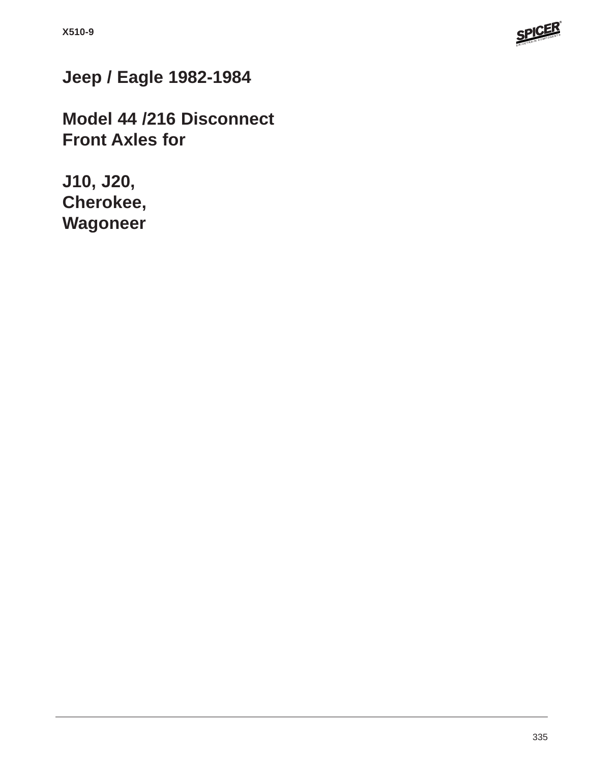# Jeep / Eagle 1982-1984

## Model 44 /216 Disconnect Front Axles for

## J10, J20, Cherokee, Wagoneer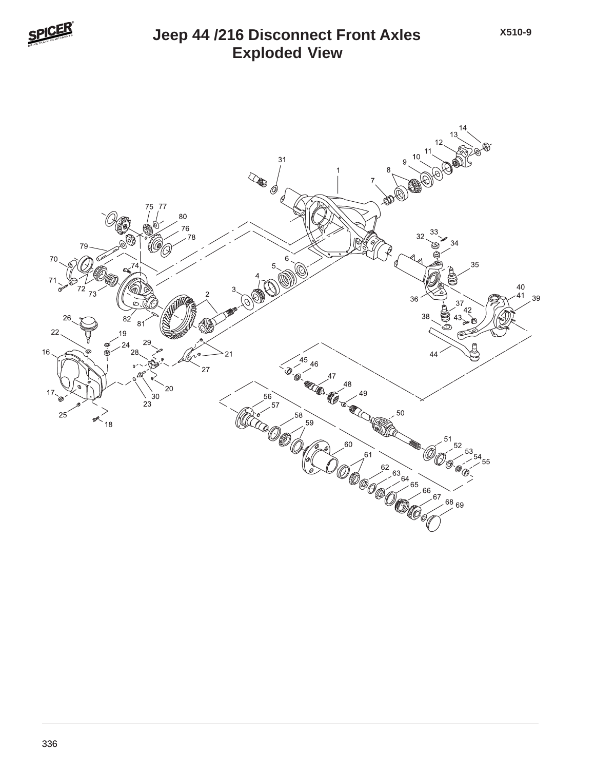# Jeep 44 /216 Disconnect Front Axles
## Exploded View

X510-9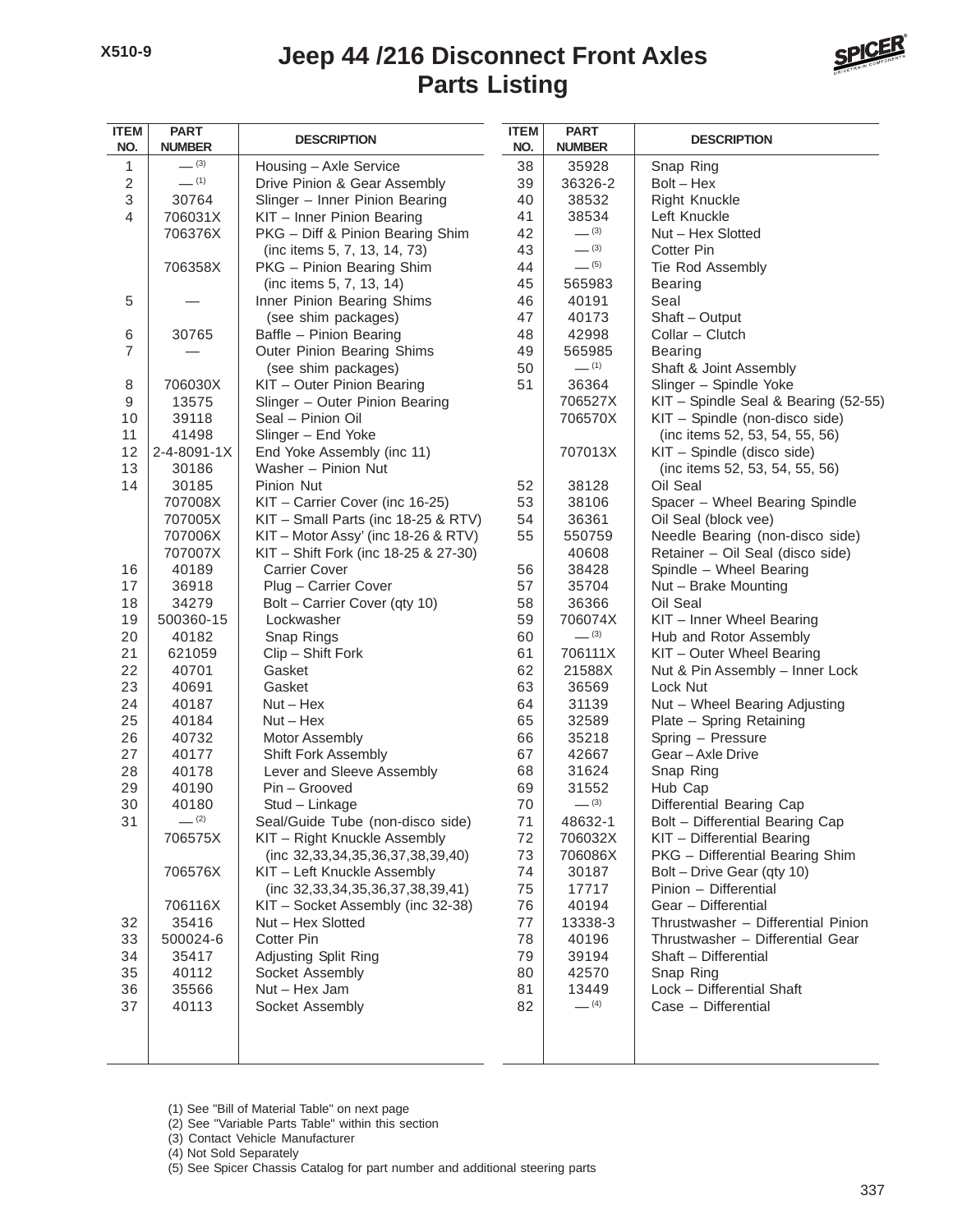# Jeep 44 /216 Disconnect Front Axles
## Parts Listing

| ITEM NO. | PART NUMBER | DESCRIPTION |
|---|---|---|
| 1 | — (3) | Housing – Axle Service |
| 2 | — (1) | Drive Pinion & Gear Assembly |
| 3 | 30764 | Slinger – Inner Pinion Bearing |
| 4 | 706031X | KIT – Inner Pinion Bearing |
| | 706376X | PKG – Diff & Pinion Bearing Shim (inc items 5, 7, 13, 14, 73) |
| | 706358X | PKG – Pinion Bearing Shim (inc items 5, 7, 13, 14) |
| 5 | — | Inner Pinion Bearing Shims (see shim packages) |
| 6 | 30765 | Baffle – Pinion Bearing |
| 7 | — | Outer Pinion Bearing Shims (see shim packages) |
| 8 | 706030X | KIT – Outer Pinion Bearing |
| 9 | 13575 | Slinger – Outer Pinion Bearing |
| 10 | 39118 | Seal – Pinion Oil |
| 11 | 41498 | Slinger – End Yoke |
| 12 | 2-4-8091-1X | End Yoke Assembly (inc 11) |
| 13 | 30186 | Washer – Pinion Nut |
| 14 | 30185 | Pinion Nut |
| | 707008X | KIT – Carrier Cover (inc 16-25) |
| | 707005X | KIT – Small Parts (inc 18-25 & RTV) |
| | 707006X | KIT – Motor Assy' (inc 18-26 & RTV) |
| | 707007X | KIT – Shift Fork (inc 18-25 & 27-30) |
| 16 | 40189 | Carrier Cover |
| 17 | 36918 | Plug – Carrier Cover |
| 18 | 34279 | Bolt – Carrier Cover (qty 10) |
| 19 | 500360-15 | Lockwasher |
| 20 | 40182 | Snap Rings |
| 21 | 621059 | Clip – Shift Fork |
| 22 | 40701 | Gasket |
| 23 | 40691 | Gasket |
| 24 | 40187 | Nut – Hex |
| 25 | 40184 | Nut – Hex |
| 26 | 40732 | Motor Assembly |
| 27 | 40177 | Shift Fork Assembly |
| 28 | 40178 | Lever and Sleeve Assembly |
| 29 | 40190 | Pin – Grooved |
| 30 | 40180 | Stud – Linkage |
| 31 | — (2) | Seal/Guide Tube (non-disco side) |
| | 706575X | KIT – Right Knuckle Assembly (inc 32,33,34,35,36,37,38,39,40) |
| | 706576X | KIT – Left Knuckle Assembly (inc 32,33,34,35,36,37,38,39,41) |
| | 706116X | KIT – Socket Assembly (inc 32-38) |
| 32 | 35416 | Nut – Hex Slotted |
| 33 | 500024-6 | Cotter Pin |
| 34 | 35417 | Adjusting Split Ring |
| 35 | 40112 | Socket Assembly |
| 36 | 35566 | Nut – Hex Jam |
| 37 | 40113 | Socket Assembly |
| 38 | 35928 | Snap Ring |
| 39 | 36326-2 | Bolt – Hex |
| 40 | 38532 | Right Knuckle |
| 41 | 38534 | Left Knuckle |
| 42 | — (3) | Nut – Hex Slotted |
| 43 | — (3) | Cotter Pin |
| 44 | — (5) | Tie Rod Assembly |
| 45 | 565983 | Bearing |
| 46 | 40191 | Seal |
| 47 | 40173 | Shaft – Output |
| 48 | 42998 | Collar – Clutch |
| 49 | 565985 | Bearing |
| 50 | — (1) | Shaft & Joint Assembly |
| 51 | 36364 | Slinger – Spindle Yoke |
| | 706527X | KIT – Spindle Seal & Bearing (52-55) |
| | 706570X | KIT – Spindle (non-disco side) (inc items 52, 53, 54, 55, 56) |
| | 707013X | KIT – Spindle (disco side) (inc items 52, 53, 54, 55, 56) |
| 52 | 38128 | Oil Seal |
| 53 | 38106 | Spacer – Wheel Bearing Spindle |
| 54 | 36361 | Oil Seal (block vee) |
| 55 | 550759 | Needle Bearing (non-disco side) |
| | 40608 | Retainer – Oil Seal (disco side) |
| 56 | 38428 | Spindle – Wheel Bearing |
| 57 | 35704 | Nut – Brake Mounting |
| 58 | 36366 | Oil Seal |
| 59 | 706074X | KIT – Inner Wheel Bearing |
| 60 | — (3) | Hub and Rotor Assembly |
| 61 | 706111X | KIT – Outer Wheel Bearing |
| 62 | 21588X | Nut & Pin Assembly – Inner Lock |
| 63 | 36569 | Lock Nut |
| 64 | 31139 | Nut – Wheel Bearing Adjusting |
| 65 | 32589 | Plate – Spring Retaining |
| 66 | 35218 | Spring – Pressure |
| 67 | 42667 | Gear – Axle Drive |
| 68 | 31624 | Snap Ring |
| 69 | 31552 | Hub Cap |
| 70 | — (3) | Differential Bearing Cap |
| 71 | 48632-1 | Bolt – Differential Bearing Cap |
| 72 | 706032X | KIT – Differential Bearing |
| 73 | 706086X | PKG – Differential Bearing Shim |
| 74 | 30187 | Bolt – Drive Gear (qty 10) |
| 75 | 17717 | Pinion – Differential |
| 76 | 40194 | Gear – Differential |
| 77 | 13338-3 | Thrustwasher – Differential Pinion |
| 78 | 40196 | Thrustwasher – Differential Gear |
| 79 | 39194 | Shaft – Differential |
| 80 | 42570 | Snap Ring |
| 81 | 13449 | Lock – Differential Shaft |
| 82 | — (4) | Case – Differential |

(1) See "Bill of Material Table" on next page
(2) See "Variable Parts Table" within this section
(3) Contact Vehicle Manufacturer
(4) Not Sold Separately
(5) See Spicer Chassis Catalog for part number and additional steering parts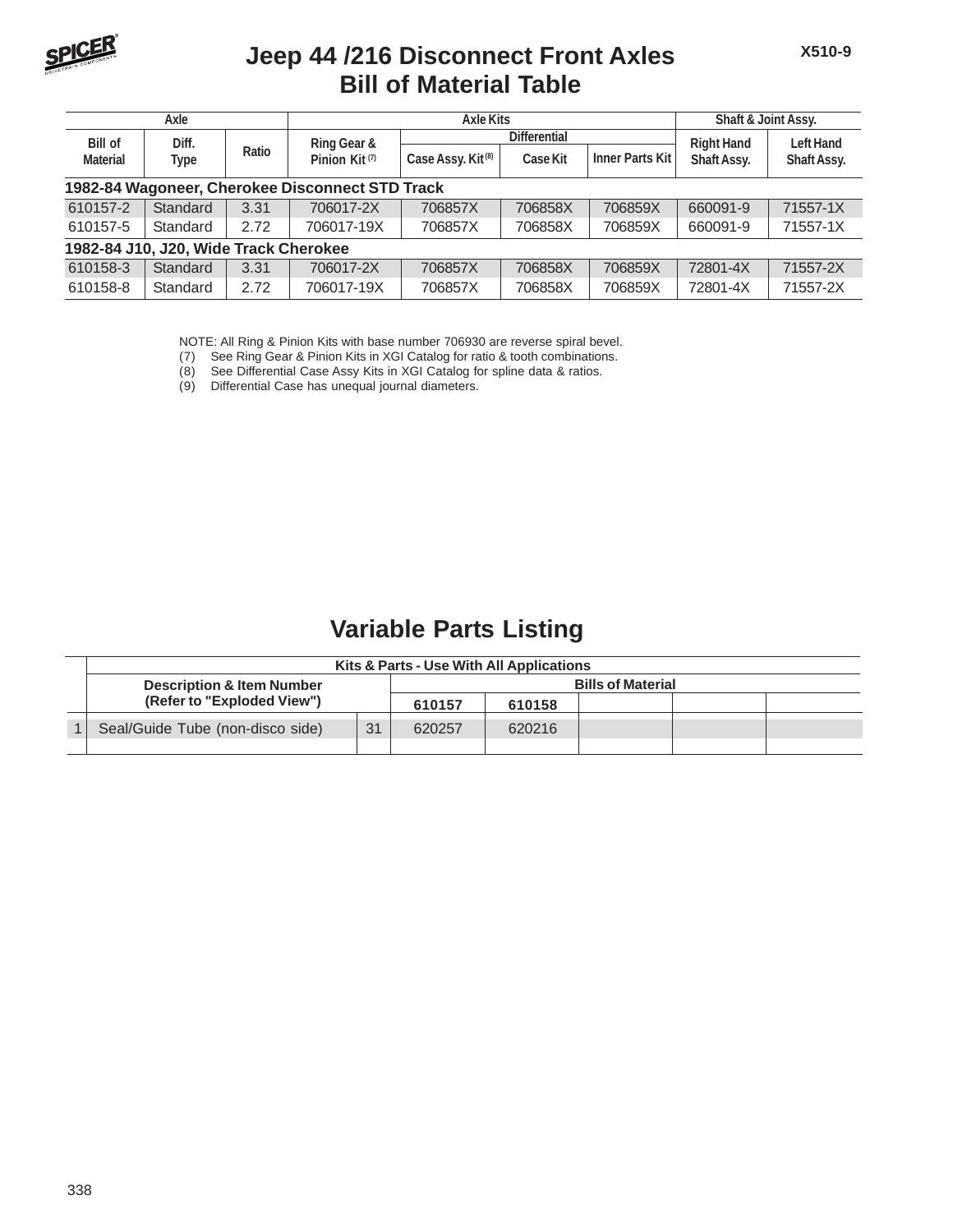# Jeep 44 /216 Disconnect Front Axles
## Bill of Material Table

X510-9

| Axle | | | Axle Kits | | | | Shaft & Joint Assy. | |
|---|---|---|---|---|---|---|---|---|
| | | | | Differential | | | | |
| Bill of Material | Diff. Type | Ratio | Ring Gear & Pinion Kit (7) | Case Assy. Kit (8) | Case Kit | Inner Parts Kit | Right Hand Shaft Assy. | Left Hand Shaft Assy. |
| **1982-84 Wagoneer, Cherokee Disconnect STD Track** | | | | | | | | |
| 610157-2 | Standard | 3.31 | 706017-2X | 706857X | 706858X | 706859X | 660091-9 | 71557-1X |
| 610157-5 | Standard | 2.72 | 706017-19X | 706857X | 706858X | 706859X | 660091-9 | 71557-1X |
| **1982-84 J10, J20, Wide Track Cherokee** | | | | | | | | |
| 610158-3 | Standard | 3.31 | 706017-2X | 706857X | 706858X | 706859X | 72801-4X | 71557-2X |
| 610158-8 | Standard | 2.72 | 706017-19X | 706857X | 706858X | 706859X | 72801-4X | 71557-2X |

NOTE: All Ring & Pinion Kits with base number 706930 are reverse spiral bevel.
(7) See Ring Gear & Pinion Kits in XGI Catalog for ratio & tooth combinations.
(8) See Differential Case Assy Kits in XGI Catalog for spline data & ratios.
(9) Differential Case has unequal journal diameters.

## Variable Parts Listing

| | Kits & Parts - Use With All Applications | | | | | | |
|---|---|---|---|---|---|---|---|
| | Description & Item Number (Refer to "Exploded View") | | Bills of Material | | | | |
| | | | 610157 | 610158 | | | |
| 1 | Seal/Guide Tube (non-disco side) | 31 | 620257 | 620216 | | | |